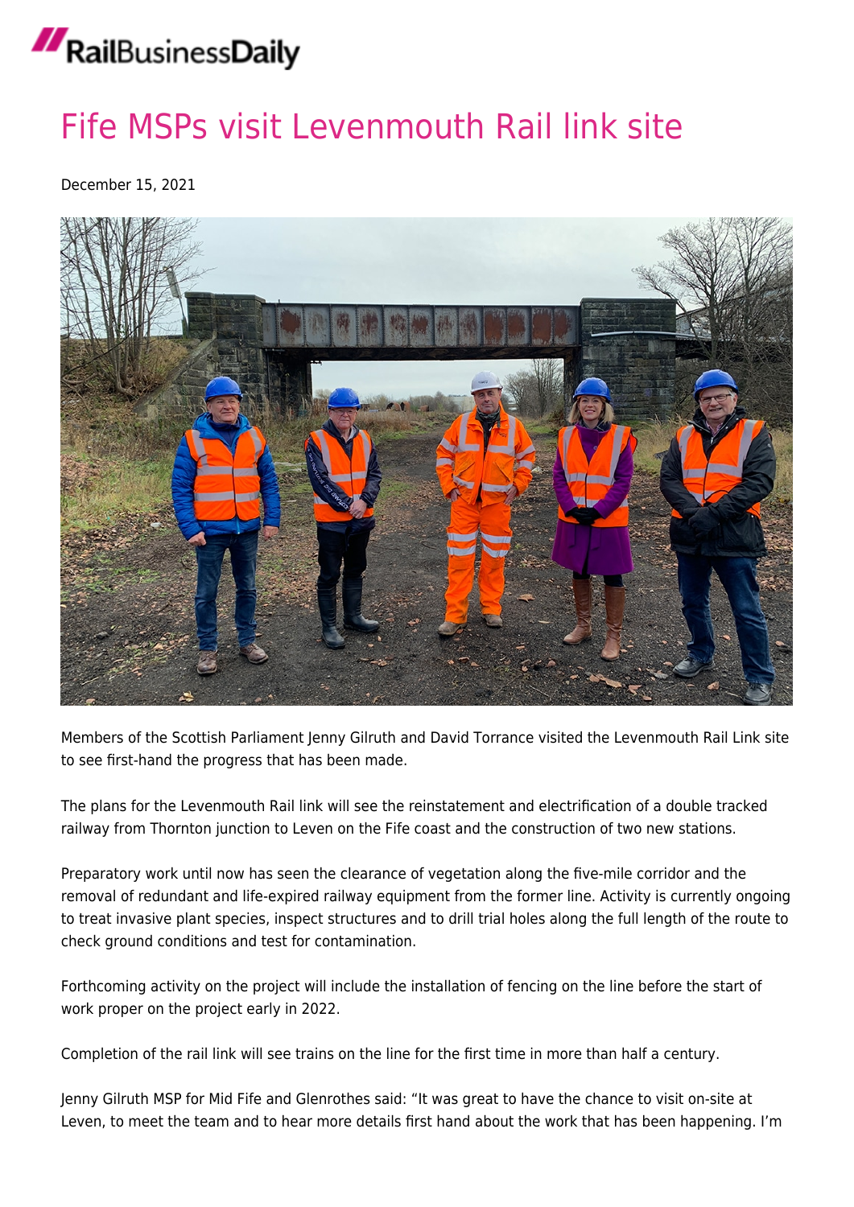# Fife MSPs visit Levenmouth Rail link site

December 15, 2021

Members of the Scottish Parliament Jenny Gilruth and David Torrance visited the Levenmouth Rail Link site to see first-hand the progress that has been made.

The plans for the Levenmouth Rail link will see the reinstatement and electrification of a double tracked railway from Thornton junction to Leven on the Fife coast and the construction of two new stations.

Preparatory work until now has seen the clearance of vegetation along the five-mile corridor and the removal of redundant and life-expired railway equipment from the former line. Activity is currently ongoing to treat invasive plant species, inspect structures and to drill trial holes along the full length of the route to check ground conditions and test for contamination.

Forthcoming activity on the project will include the installation of fencing on the line before the start of work proper on the project early in 2022.

Completion of the rail link will see trains on the line for the first time in more than half a century.

Jenny Gilruth MSP for Mid Fife and Glenrothes said: "It was great to have the chance to visit on-site at Leven, to meet the team and to hear more details first hand about the work that has been happening. I'm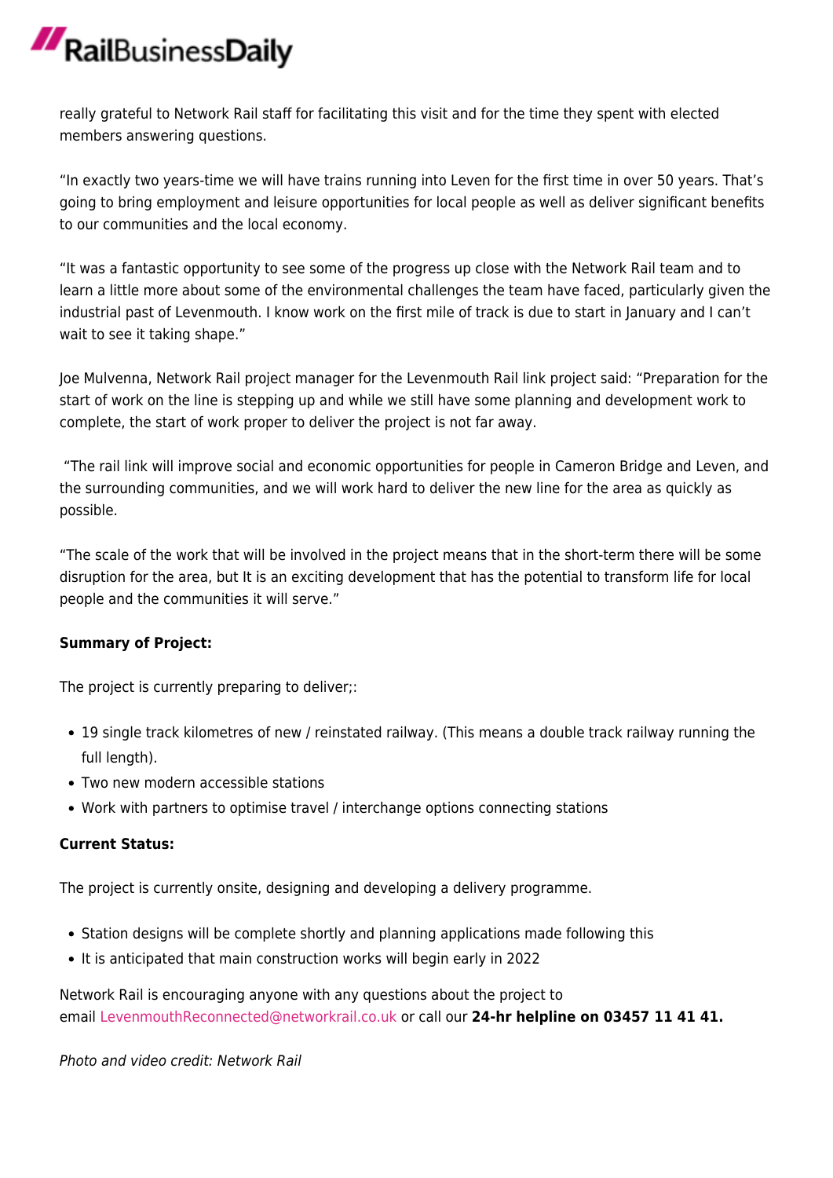really grateful to Network Rail staff for facilitating this visit and for the time they spent with elected members answering questions.

"In exactly two years-time we will have trains running into Leven for the first time in over 50 years. That's going to bring employment and leisure opportunities for local people as well as deliver significant benefits to our communities and the local economy.

"It was a fantastic opportunity to see some of the progress up close with the Network Rail team and to learn a little more about some of the environmental challenges the team have faced, particularly given the industrial past of Levenmouth. I know work on the first mile of track is due to start in January and I can't wait to see it taking shape."

Joe Mulvenna, Network Rail project manager for the Levenmouth Rail link project said: "Preparation for the start of work on the line is stepping up and while we still have some planning and development work to complete, the start of work proper to deliver the project is not far away.

"The rail link will improve social and economic opportunities for people in Cameron Bridge and Leven, and the surrounding communities, and we will work hard to deliver the new line for the area as quickly as possible.

"The scale of the work that will be involved in the project means that in the short-term there will be some disruption for the area, but It is an exciting development that has the potential to transform life for local people and the communities it will serve."

**Summary of Project:**

The project is currently preparing to deliver;:

- 19 single track kilometres of new / reinstated railway. (This means a double track railway running the full length).
- Two new modern accessible stations
- Work with partners to optimise travel / interchange options connecting stations

**Current Status:**

The project is currently onsite, designing and developing a delivery programme.

- Station designs will be complete shortly and planning applications made following this
- It is anticipated that main construction works will begin early in 2022

Network Rail is encouraging anyone with any questions about the project to email LevenmouthReconnected@networkrail.co.uk or call our **24-hr helpline on 03457 11 41 41.**

*Photo and video credit: Network Rail*